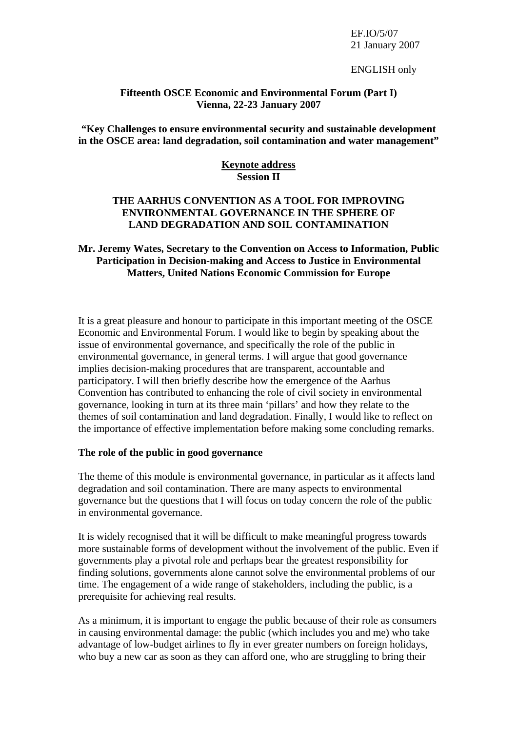EF.IO/5/07
21 January 2007

ENGLISH only

**Fifteenth OSCE Economic and Environmental Forum (Part I)**
**Vienna, 22-23 January 2007**

**"Key Challenges to ensure environmental security and sustainable development in the OSCE area: land degradation, soil contamination and water management"**

**Keynote address**
**Session II**

# THE AARHUS CONVENTION AS A TOOL FOR IMPROVING ENVIRONMENTAL GOVERNANCE IN THE SPHERE OF LAND DEGRADATION AND SOIL CONTAMINATION

**Mr. Jeremy Wates, Secretary to the Convention on Access to Information, Public Participation in Decision-making and Access to Justice in Environmental Matters, United Nations Economic Commission for Europe**

It is a great pleasure and honour to participate in this important meeting of the OSCE Economic and Environmental Forum. I would like to begin by speaking about the issue of environmental governance, and specifically the role of the public in environmental governance, in general terms. I will argue that good governance implies decision-making procedures that are transparent, accountable and participatory. I will then briefly describe how the emergence of the Aarhus Convention has contributed to enhancing the role of civil society in environmental governance, looking in turn at its three main 'pillars' and how they relate to the themes of soil contamination and land degradation. Finally, I would like to reflect on the importance of effective implementation before making some concluding remarks.

## The role of the public in good governance

The theme of this module is environmental governance, in particular as it affects land degradation and soil contamination. There are many aspects to environmental governance but the questions that I will focus on today concern the role of the public in environmental governance.

It is widely recognised that it will be difficult to make meaningful progress towards more sustainable forms of development without the involvement of the public. Even if governments play a pivotal role and perhaps bear the greatest responsibility for finding solutions, governments alone cannot solve the environmental problems of our time. The engagement of a wide range of stakeholders, including the public, is a prerequisite for achieving real results.

As a minimum, it is important to engage the public because of their role as consumers in causing environmental damage: the public (which includes you and me) who take advantage of low-budget airlines to fly in ever greater numbers on foreign holidays, who buy a new car as soon as they can afford one, who are struggling to bring their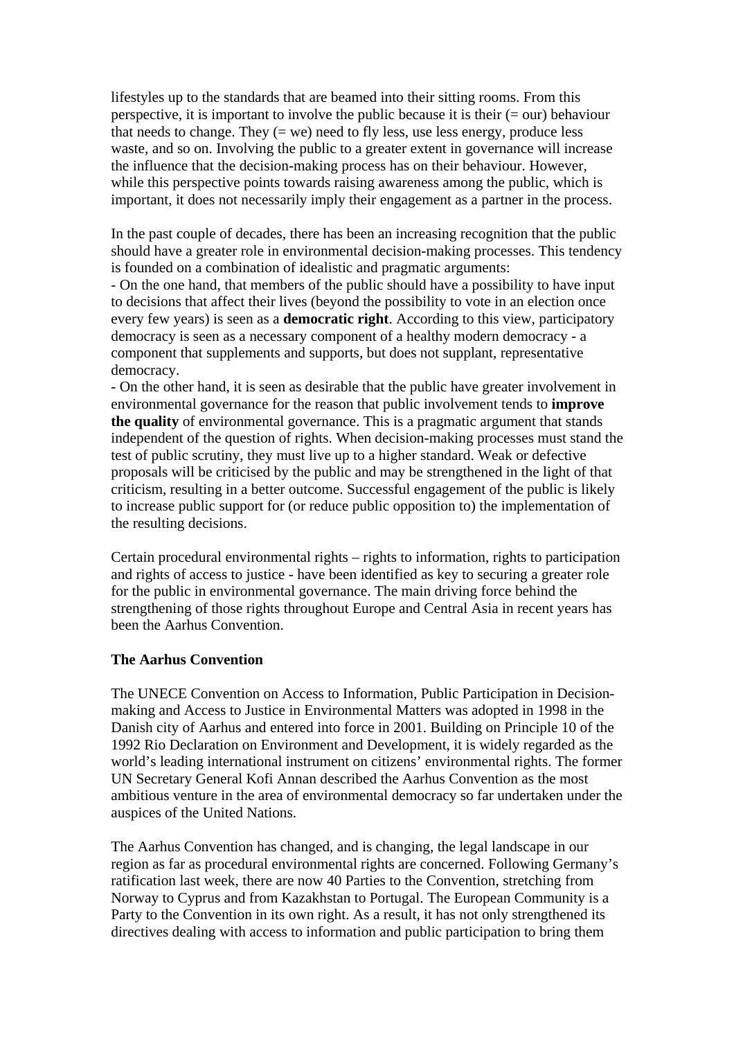lifestyles up to the standards that are beamed into their sitting rooms. From this perspective, it is important to involve the public because it is their (= our) behaviour that needs to change. They (= we) need to fly less, use less energy, produce less waste, and so on. Involving the public to a greater extent in governance will increase the influence that the decision-making process has on their behaviour. However, while this perspective points towards raising awareness among the public, which is important, it does not necessarily imply their engagement as a partner in the process.

In the past couple of decades, there has been an increasing recognition that the public should have a greater role in environmental decision-making processes. This tendency is founded on a combination of idealistic and pragmatic arguments:

- On the one hand, that members of the public should have a possibility to have input to decisions that affect their lives (beyond the possibility to vote in an election once every few years) is seen as a **democratic right**. According to this view, participatory democracy is seen as a necessary component of a healthy modern democracy - a component that supplements and supports, but does not supplant, representative democracy.
- On the other hand, it is seen as desirable that the public have greater involvement in environmental governance for the reason that public involvement tends to **improve the quality** of environmental governance. This is a pragmatic argument that stands independent of the question of rights. When decision-making processes must stand the test of public scrutiny, they must live up to a higher standard. Weak or defective proposals will be criticised by the public and may be strengthened in the light of that criticism, resulting in a better outcome. Successful engagement of the public is likely to increase public support for (or reduce public opposition to) the implementation of the resulting decisions.

Certain procedural environmental rights – rights to information, rights to participation and rights of access to justice - have been identified as key to securing a greater role for the public in environmental governance. The main driving force behind the strengthening of those rights throughout Europe and Central Asia in recent years has been the Aarhus Convention.

**The Aarhus Convention**

The UNECE Convention on Access to Information, Public Participation in Decision-making and Access to Justice in Environmental Matters was adopted in 1998 in the Danish city of Aarhus and entered into force in 2001. Building on Principle 10 of the 1992 Rio Declaration on Environment and Development, it is widely regarded as the world's leading international instrument on citizens' environmental rights. The former UN Secretary General Kofi Annan described the Aarhus Convention as the most ambitious venture in the area of environmental democracy so far undertaken under the auspices of the United Nations.

The Aarhus Convention has changed, and is changing, the legal landscape in our region as far as procedural environmental rights are concerned. Following Germany's ratification last week, there are now 40 Parties to the Convention, stretching from Norway to Cyprus and from Kazakhstan to Portugal. The European Community is a Party to the Convention in its own right. As a result, it has not only strengthened its directives dealing with access to information and public participation to bring them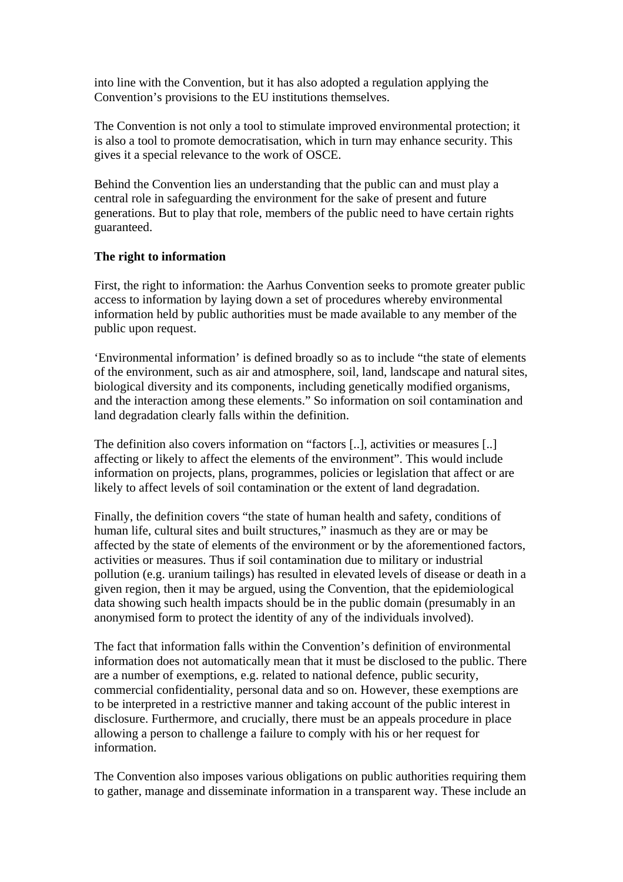into line with the Convention, but it has also adopted a regulation applying the Convention's provisions to the EU institutions themselves.

The Convention is not only a tool to stimulate improved environmental protection; it is also a tool to promote democratisation, which in turn may enhance security. This gives it a special relevance to the work of OSCE.

Behind the Convention lies an understanding that the public can and must play a central role in safeguarding the environment for the sake of present and future generations. But to play that role, members of the public need to have certain rights guaranteed.

**The right to information**

First, the right to information: the Aarhus Convention seeks to promote greater public access to information by laying down a set of procedures whereby environmental information held by public authorities must be made available to any member of the public upon request.

'Environmental information' is defined broadly so as to include "the state of elements of the environment, such as air and atmosphere, soil, land, landscape and natural sites, biological diversity and its components, including genetically modified organisms, and the interaction among these elements." So information on soil contamination and land degradation clearly falls within the definition.

The definition also covers information on "factors [..], activities or measures [..] affecting or likely to affect the elements of the environment". This would include information on projects, plans, programmes, policies or legislation that affect or are likely to affect levels of soil contamination or the extent of land degradation.

Finally, the definition covers "the state of human health and safety, conditions of human life, cultural sites and built structures," inasmuch as they are or may be affected by the state of elements of the environment or by the aforementioned factors, activities or measures. Thus if soil contamination due to military or industrial pollution (e.g. uranium tailings) has resulted in elevated levels of disease or death in a given region, then it may be argued, using the Convention, that the epidemiological data showing such health impacts should be in the public domain (presumably in an anonymised form to protect the identity of any of the individuals involved).

The fact that information falls within the Convention's definition of environmental information does not automatically mean that it must be disclosed to the public. There are a number of exemptions, e.g. related to national defence, public security, commercial confidentiality, personal data and so on. However, these exemptions are to be interpreted in a restrictive manner and taking account of the public interest in disclosure. Furthermore, and crucially, there must be an appeals procedure in place allowing a person to challenge a failure to comply with his or her request for information.

The Convention also imposes various obligations on public authorities requiring them to gather, manage and disseminate information in a transparent way. These include an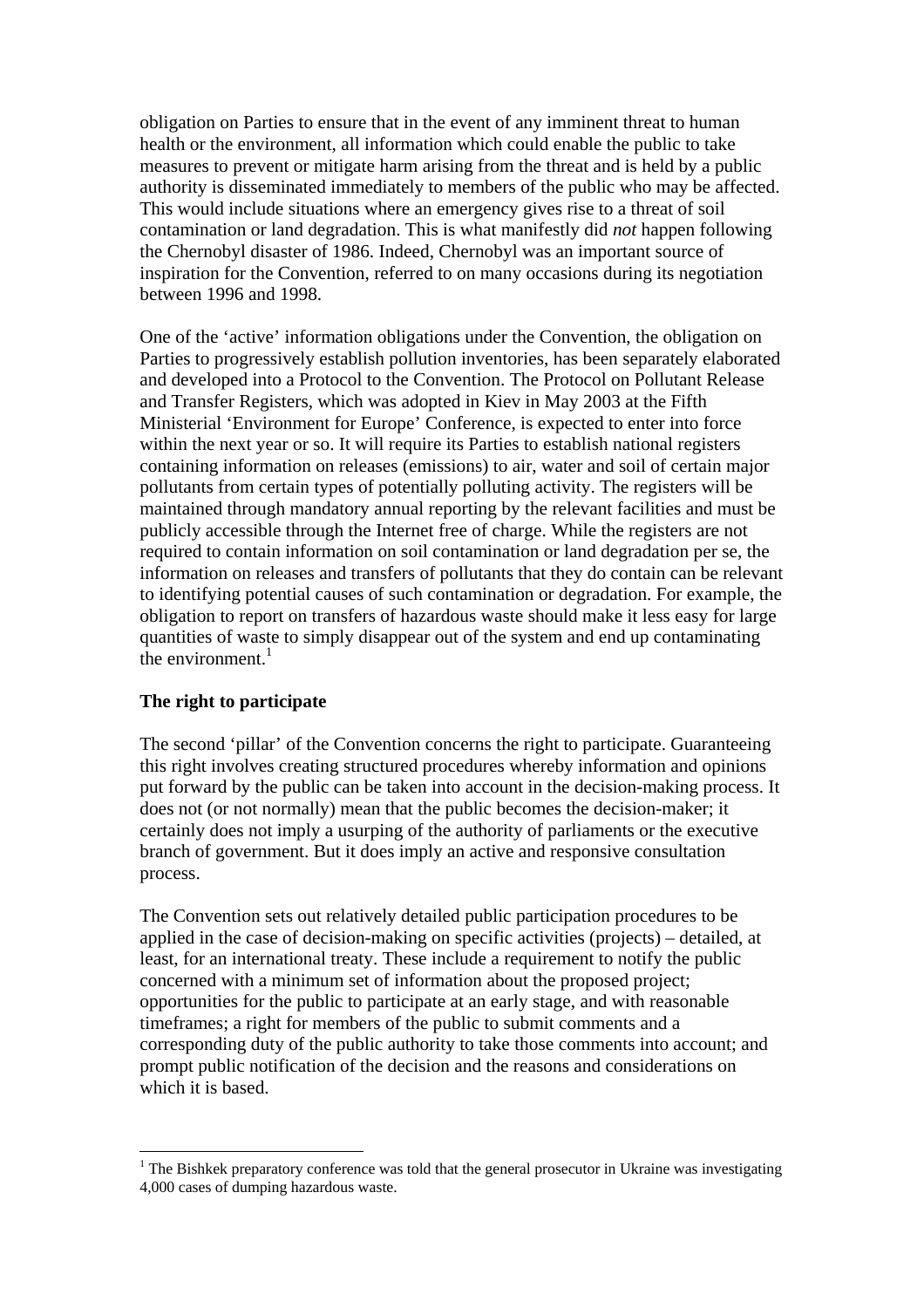obligation on Parties to ensure that in the event of any imminent threat to human health or the environment, all information which could enable the public to take measures to prevent or mitigate harm arising from the threat and is held by a public authority is disseminated immediately to members of the public who may be affected. This would include situations where an emergency gives rise to a threat of soil contamination or land degradation. This is what manifestly did *not* happen following the Chernobyl disaster of 1986. Indeed, Chernobyl was an important source of inspiration for the Convention, referred to on many occasions during its negotiation between 1996 and 1998.

One of the 'active' information obligations under the Convention, the obligation on Parties to progressively establish pollution inventories, has been separately elaborated and developed into a Protocol to the Convention. The Protocol on Pollutant Release and Transfer Registers, which was adopted in Kiev in May 2003 at the Fifth Ministerial 'Environment for Europe' Conference, is expected to enter into force within the next year or so. It will require its Parties to establish national registers containing information on releases (emissions) to air, water and soil of certain major pollutants from certain types of potentially polluting activity. The registers will be maintained through mandatory annual reporting by the relevant facilities and must be publicly accessible through the Internet free of charge. While the registers are not required to contain information on soil contamination or land degradation per se, the information on releases and transfers of pollutants that they do contain can be relevant to identifying potential causes of such contamination or degradation. For example, the obligation to report on transfers of hazardous waste should make it less easy for large quantities of waste to simply disappear out of the system and end up contaminating the environment.[1]

**The right to participate**

The second 'pillar' of the Convention concerns the right to participate. Guaranteeing this right involves creating structured procedures whereby information and opinions put forward by the public can be taken into account in the decision-making process. It does not (or not normally) mean that the public becomes the decision-maker; it certainly does not imply a usurping of the authority of parliaments or the executive branch of government. But it does imply an active and responsive consultation process.

The Convention sets out relatively detailed public participation procedures to be applied in the case of decision-making on specific activities (projects) – detailed, at least, for an international treaty. These include a requirement to notify the public concerned with a minimum set of information about the proposed project; opportunities for the public to participate at an early stage, and with reasonable timeframes; a right for members of the public to submit comments and a corresponding duty of the public authority to take those comments into account; and prompt public notification of the decision and the reasons and considerations on which it is based.

[1] The Bishkek preparatory conference was told that the general prosecutor in Ukraine was investigating 4,000 cases of dumping hazardous waste.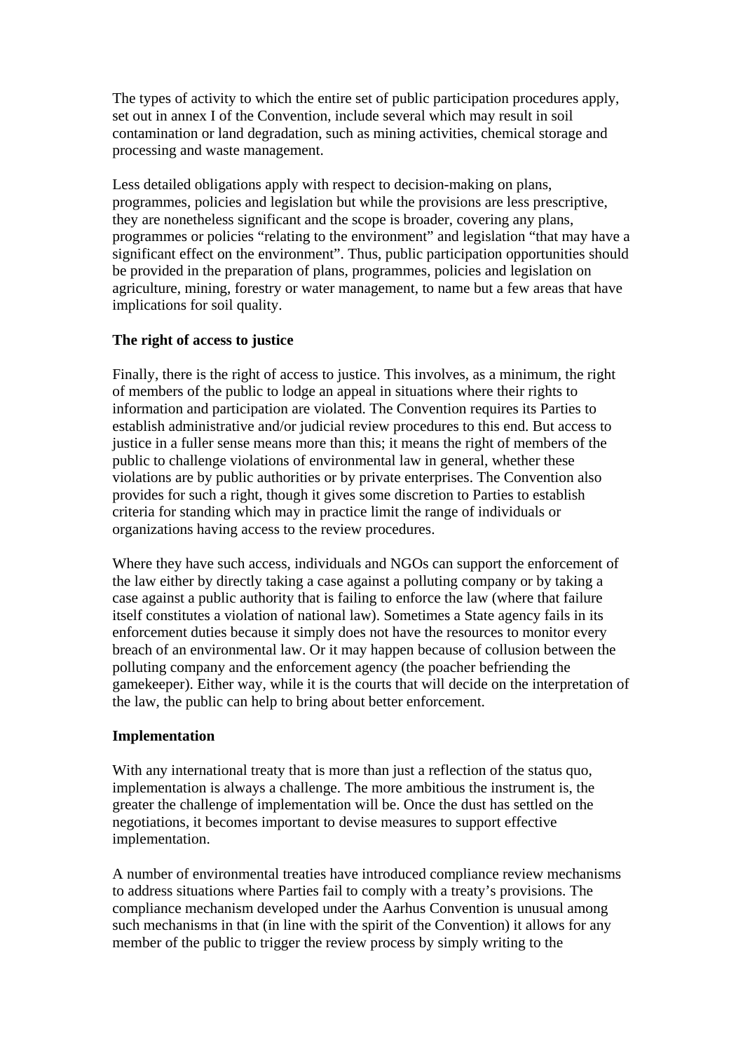The types of activity to which the entire set of public participation procedures apply, set out in annex I of the Convention, include several which may result in soil contamination or land degradation, such as mining activities, chemical storage and processing and waste management.

Less detailed obligations apply with respect to decision-making on plans, programmes, policies and legislation but while the provisions are less prescriptive, they are nonetheless significant and the scope is broader, covering any plans, programmes or policies "relating to the environment" and legislation "that may have a significant effect on the environment". Thus, public participation opportunities should be provided in the preparation of plans, programmes, policies and legislation on agriculture, mining, forestry or water management, to name but a few areas that have implications for soil quality.

**The right of access to justice**

Finally, there is the right of access to justice. This involves, as a minimum, the right of members of the public to lodge an appeal in situations where their rights to information and participation are violated. The Convention requires its Parties to establish administrative and/or judicial review procedures to this end. But access to justice in a fuller sense means more than this; it means the right of members of the public to challenge violations of environmental law in general, whether these violations are by public authorities or by private enterprises. The Convention also provides for such a right, though it gives some discretion to Parties to establish criteria for standing which may in practice limit the range of individuals or organizations having access to the review procedures.

Where they have such access, individuals and NGOs can support the enforcement of the law either by directly taking a case against a polluting company or by taking a case against a public authority that is failing to enforce the law (where that failure itself constitutes a violation of national law). Sometimes a State agency fails in its enforcement duties because it simply does not have the resources to monitor every breach of an environmental law. Or it may happen because of collusion between the polluting company and the enforcement agency (the poacher befriending the gamekeeper). Either way, while it is the courts that will decide on the interpretation of the law, the public can help to bring about better enforcement.

**Implementation**

With any international treaty that is more than just a reflection of the status quo, implementation is always a challenge. The more ambitious the instrument is, the greater the challenge of implementation will be. Once the dust has settled on the negotiations, it becomes important to devise measures to support effective implementation.

A number of environmental treaties have introduced compliance review mechanisms to address situations where Parties fail to comply with a treaty's provisions. The compliance mechanism developed under the Aarhus Convention is unusual among such mechanisms in that (in line with the spirit of the Convention) it allows for any member of the public to trigger the review process by simply writing to the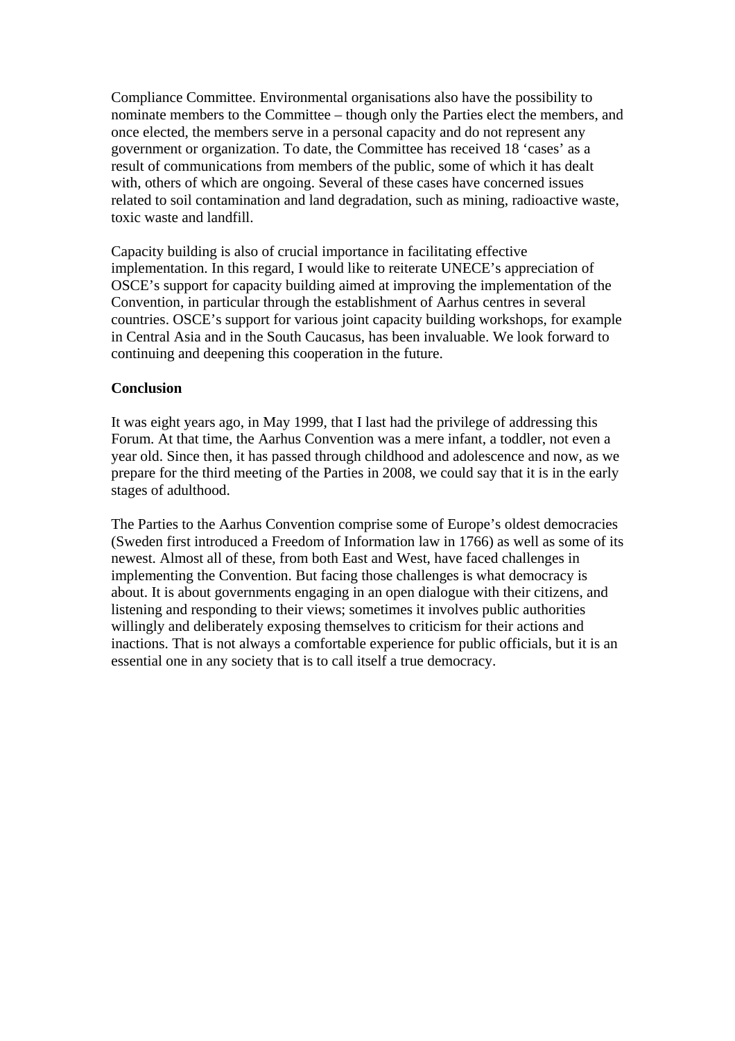Compliance Committee. Environmental organisations also have the possibility to nominate members to the Committee – though only the Parties elect the members, and once elected, the members serve in a personal capacity and do not represent any government or organization. To date, the Committee has received 18 'cases' as a result of communications from members of the public, some of which it has dealt with, others of which are ongoing. Several of these cases have concerned issues related to soil contamination and land degradation, such as mining, radioactive waste, toxic waste and landfill.

Capacity building is also of crucial importance in facilitating effective implementation. In this regard, I would like to reiterate UNECE's appreciation of OSCE's support for capacity building aimed at improving the implementation of the Convention, in particular through the establishment of Aarhus centres in several countries. OSCE's support for various joint capacity building workshops, for example in Central Asia and in the South Caucasus, has been invaluable. We look forward to continuing and deepening this cooperation in the future.

**Conclusion**

It was eight years ago, in May 1999, that I last had the privilege of addressing this Forum. At that time, the Aarhus Convention was a mere infant, a toddler, not even a year old. Since then, it has passed through childhood and adolescence and now, as we prepare for the third meeting of the Parties in 2008, we could say that it is in the early stages of adulthood.

The Parties to the Aarhus Convention comprise some of Europe's oldest democracies (Sweden first introduced a Freedom of Information law in 1766) as well as some of its newest. Almost all of these, from both East and West, have faced challenges in implementing the Convention. But facing those challenges is what democracy is about. It is about governments engaging in an open dialogue with their citizens, and listening and responding to their views; sometimes it involves public authorities willingly and deliberately exposing themselves to criticism for their actions and inactions. That is not always a comfortable experience for public officials, but it is an essential one in any society that is to call itself a true democracy.